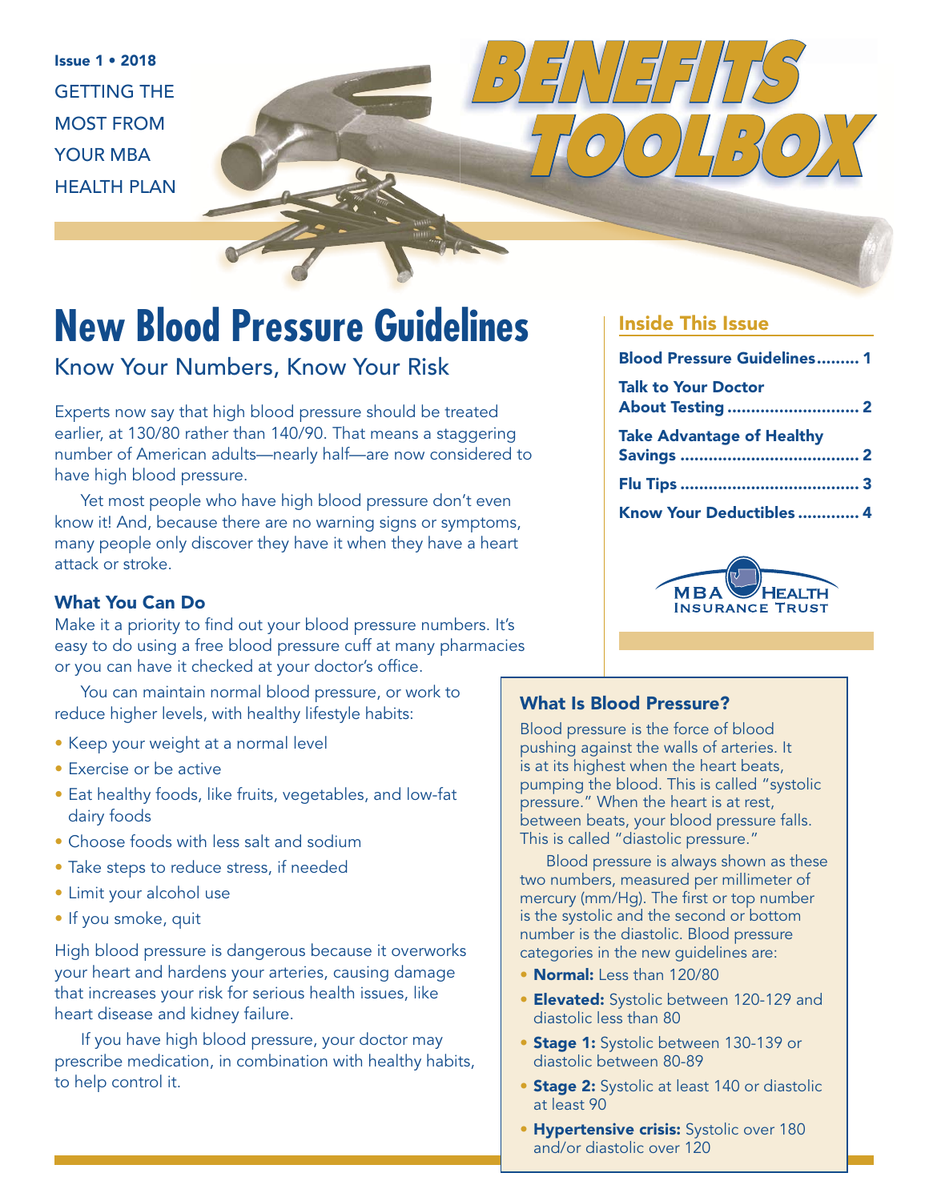Issue 1 • 2018

GETTING THE MOST FROM YOUR MBA HEALTH PLAN

# BENEFITS TOOLBOX

# New Blood Pressure Guidelines

## Know Your Numbers, Know Your Risk

Experts now say that high blood pressure should be treated earlier, at 130/80 rather than 140/90. That means a staggering number of American adults—nearly half—are now considered to have high blood pressure.

Yet most people who have high blood pressure don't even know it! And, because there are no warning signs or symptoms, many people only discover they have it when they have a heart attack or stroke.

### What You Can Do

Make it a priority to find out your blood pressure numbers. It's easy to do using a free blood pressure cuff at many pharmacies or you can have it checked at your doctor's office.

You can maintain normal blood pressure, or work to reduce higher levels, with healthy lifestyle habits:

- Keep your weight at a normal level
- Exercise or be active
- Eat healthy foods, like fruits, vegetables, and low-fat dairy foods
- Choose foods with less salt and sodium
- Take steps to reduce stress, if needed
- Limit your alcohol use
- If you smoke, quit

High blood pressure is dangerous because it overworks your heart and hardens your arteries, causing damage that increases your risk for serious health issues, like heart disease and kidney failure.

If you have high blood pressure, your doctor may prescribe medication, in combination with healthy habits, to help control it.

### Inside This Issue

- Blood Pressure Guidelines......... 1
- Talk to Your Doctor About Testing ........................... 2
- Take Advantage of Healthy Savings ..................................... 2
- Flu Tips ..................................... 3
- Know Your Deductibles ............. 4

MBA Health Insurance Trust

### What Is Blood Pressure?

Blood pressure is the force of blood pushing against the walls of arteries. It is at its highest when the heart beats, pumping the blood. This is called "systolic pressure." When the heart is at rest, between beats, your blood pressure falls. This is called "diastolic pressure."

Blood pressure is always shown as these two numbers, measured per millimeter of mercury (mm/Hg). The first or top number is the systolic and the second or bottom number is the diastolic. Blood pressure categories in the new guidelines are:

- **Normal:** Less than 120/80
- **Elevated:** Systolic between 120-129 and diastolic less than 80
- **Stage 1:** Systolic between 130-139 or diastolic between 80-89
- **Stage 2:** Systolic at least 140 or diastolic at least 90
- **Hypertensive crisis:** Systolic over 180 and/or diastolic over 120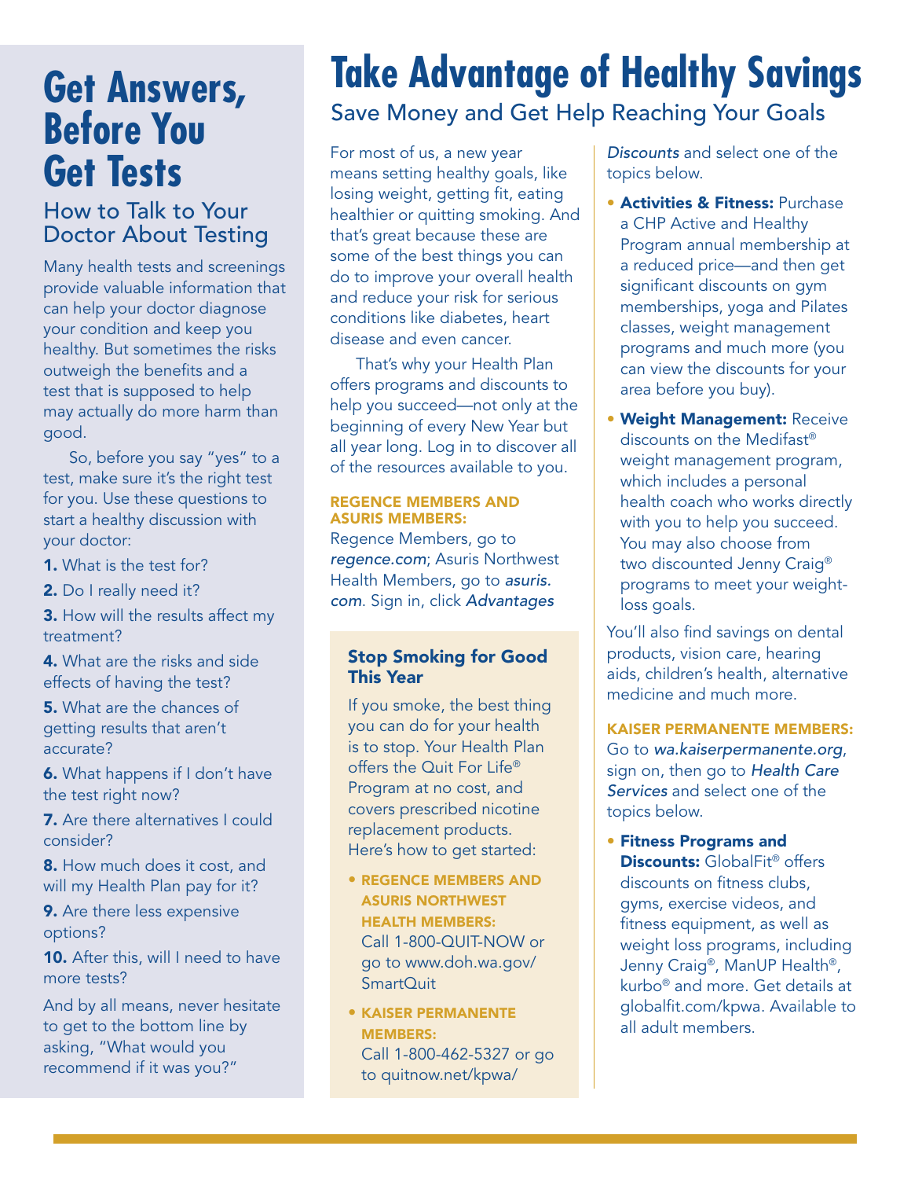# Get Answers, Before You Get Tests

## How to Talk to Your Doctor About Testing

Many health tests and screenings provide valuable information that can help your doctor diagnose your condition and keep you healthy. But sometimes the risks outweigh the benefits and a test that is supposed to help may actually do more harm than good.

So, before you say "yes" to a test, make sure it's the right test for you. Use these questions to start a healthy discussion with your doctor:

1. What is the test for?
2. Do I really need it?
3. How will the results affect my treatment?
4. What are the risks and side effects of having the test?
5. What are the chances of getting results that aren't accurate?
6. What happens if I don't have the test right now?
7. Are there alternatives I could consider?
8. How much does it cost, and will my Health Plan pay for it?
9. Are there less expensive options?
10. After this, will I need to have more tests?

And by all means, never hesitate to get to the bottom line by asking, "What would you recommend if it was you?"

# Take Advantage of Healthy Savings

## Save Money and Get Help Reaching Your Goals

For most of us, a new year means setting healthy goals, like losing weight, getting fit, eating healthier or quitting smoking. And that's great because these are some of the best things you can do to improve your overall health and reduce your risk for serious conditions like diabetes, heart disease and even cancer.

That's why your Health Plan offers programs and discounts to help you succeed—not only at the beginning of every New Year but all year long. Log in to discover all of the resources available to you.

**REGENCE MEMBERS AND ASURIS MEMBERS:**
Regence Members, go to *regence.com*; Asuris Northwest Health Members, go to *asuris.com*. Sign in, click *Advantages Discounts* and select one of the topics below.

- **Activities & Fitness:** Purchase a CHP Active and Healthy Program annual membership at a reduced price—and then get significant discounts on gym memberships, yoga and Pilates classes, weight management programs and much more (you can view the discounts for your area before you buy).
- **Weight Management:** Receive discounts on the Medifast® weight management program, which includes a personal health coach who works directly with you to help you succeed. You may also choose from two discounted Jenny Craig® programs to meet your weight-loss goals.

You'll also find savings on dental products, vision care, hearing aids, children's health, alternative medicine and much more.

**KAISER PERMANENTE MEMBERS:**
Go to *wa.kaiserpermanente.org*, sign on, then go to *Health Care Services* and select one of the topics below.

- **Fitness Programs and Discounts:** GlobalFit® offers discounts on fitness clubs, gyms, exercise videos, and fitness equipment, as well as weight loss programs, including Jenny Craig®, ManUP Health®, kurbo® and more. Get details at globalfit.com/kpwa. Available to all adult members.

### Stop Smoking for Good This Year

If you smoke, the best thing you can do for your health is to stop. Your Health Plan offers the Quit For Life® Program at no cost, and covers prescribed nicotine replacement products. Here's how to get started:

- **REGENCE MEMBERS AND ASURIS NORTHWEST HEALTH MEMBERS:** Call 1-800-QUIT-NOW or go to www.doh.wa.gov/SmartQuit
- **KAISER PERMANENTE MEMBERS:** Call 1-800-462-5327 or go to quitnow.net/kpwa/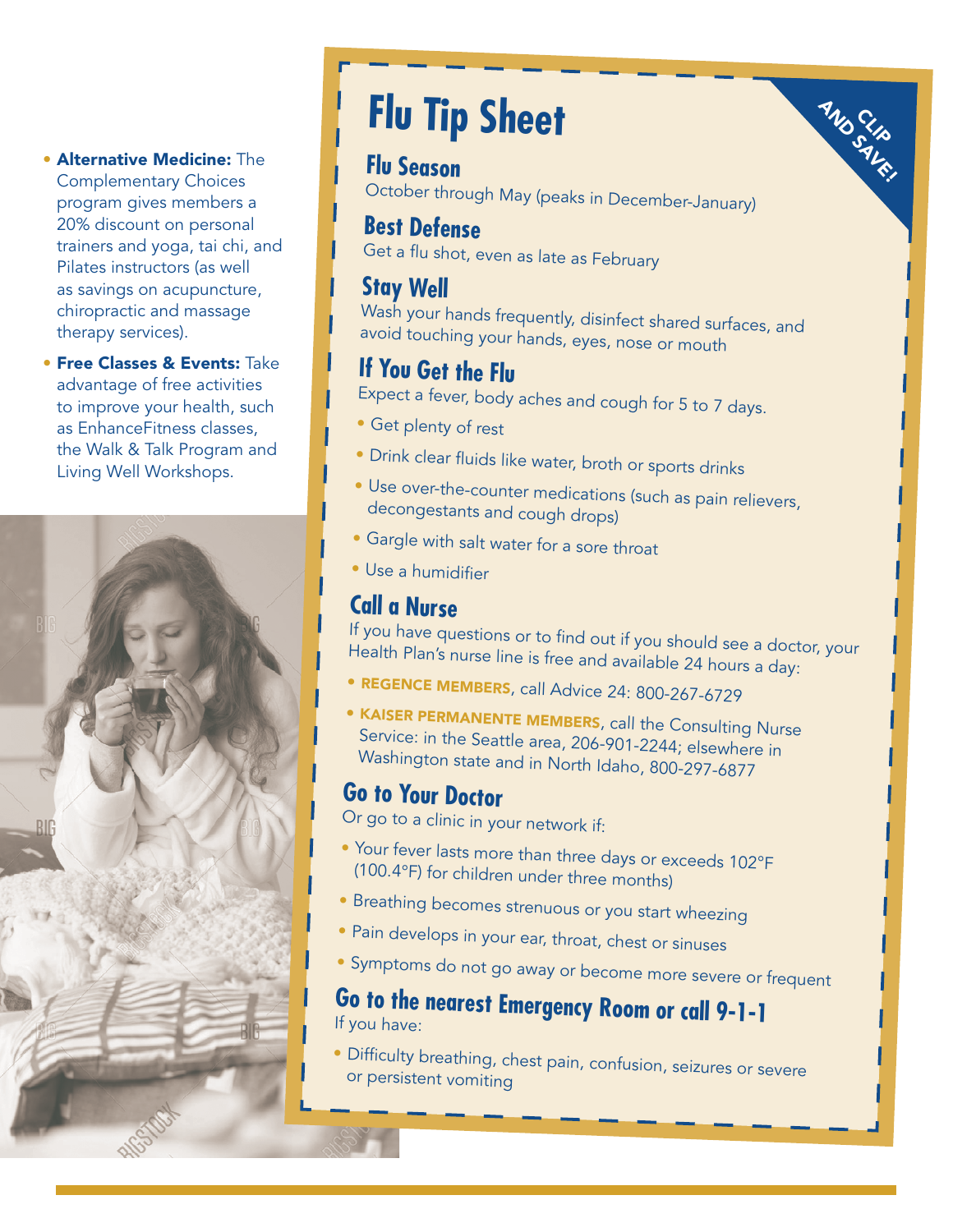- **Alternative Medicine:** The Complementary Choices program gives members a 20% discount on personal trainers and yoga, tai chi, and Pilates instructors (as well as savings on acupuncture, chiropractic and massage therapy services).
- **Free Classes & Events:** Take advantage of free activities to improve your health, such as EnhanceFitness classes, the Walk & Talk Program and Living Well Workshops.

# Flu Tip Sheet

CLIP AND SAVE!

## Flu Season

October through May (peaks in December-January)

## Best Defense

Get a flu shot, even as late as February

## Stay Well

Wash your hands frequently, disinfect shared surfaces, and avoid touching your hands, eyes, nose or mouth

## If You Get the Flu

Expect a fever, body aches and cough for 5 to 7 days.

- Get plenty of rest
- Drink clear fluids like water, broth or sports drinks
- Use over-the-counter medications (such as pain relievers, decongestants and cough drops)
- Gargle with salt water for a sore throat
- Use a humidifier

## Call a Nurse

If you have questions or to find out if you should see a doctor, your Health Plan's nurse line is free and available 24 hours a day:

- **REGENCE MEMBERS**, call Advice 24: 800-267-6729
- **KAISER PERMANENTE MEMBERS**, call the Consulting Nurse Service: in the Seattle area, 206-901-2244; elsewhere in Washington state and in North Idaho, 800-297-6877

## Go to Your Doctor

Or go to a clinic in your network if:

- Your fever lasts more than three days or exceeds 102°F (100.4°F) for children under three months)
- Breathing becomes strenuous or you start wheezing
- Pain develops in your ear, throat, chest or sinuses
- Symptoms do not go away or become more severe or frequent

## Go to the nearest Emergency Room or call 9-1-1

If you have:

- Difficulty breathing, chest pain, confusion, seizures or severe or persistent vomiting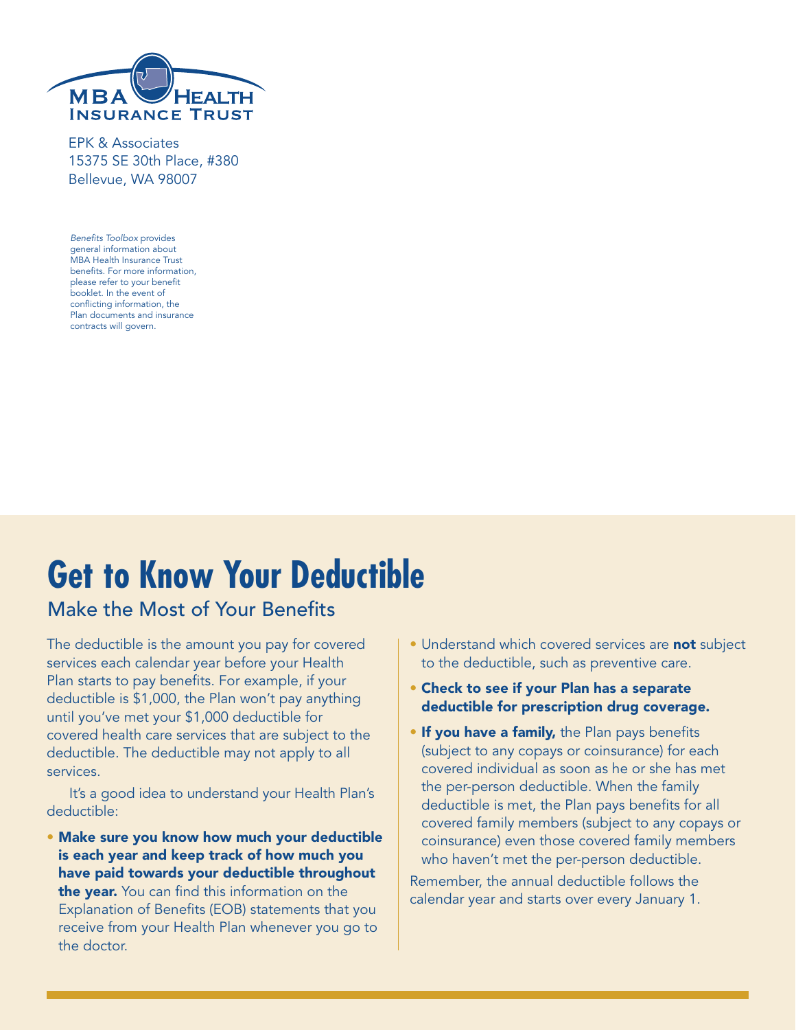MBA Health Insurance Trust

EPK & Associates
15375 SE 30th Place, #380
Bellevue, WA 98007

*Benefits Toolbox* provides general information about MBA Health Insurance Trust benefits. For more information, please refer to your benefit booklet. In the event of conflicting information, the Plan documents and insurance contracts will govern.

# Get to Know Your Deductible

## Make the Most of Your Benefits

The deductible is the amount you pay for covered services each calendar year before your Health Plan starts to pay benefits. For example, if your deductible is $1,000, the Plan won't pay anything until you've met your $1,000 deductible for covered health care services that are subject to the deductible. The deductible may not apply to all services.

It's a good idea to understand your Health Plan's deductible:

- **Make sure you know how much your deductible is each year and keep track of how much you have paid towards your deductible throughout the year.** You can find this information on the Explanation of Benefits (EOB) statements that you receive from your Health Plan whenever you go to the doctor.
- Understand which covered services are **not** subject to the deductible, such as preventive care.
- **Check to see if your Plan has a separate deductible for prescription drug coverage.**
- **If you have a family,** the Plan pays benefits (subject to any copays or coinsurance) for each covered individual as soon as he or she has met the per-person deductible. When the family deductible is met, the Plan pays benefits for all covered family members (subject to any copays or coinsurance) even those covered family members who haven't met the per-person deductible.

Remember, the annual deductible follows the calendar year and starts over every January 1.